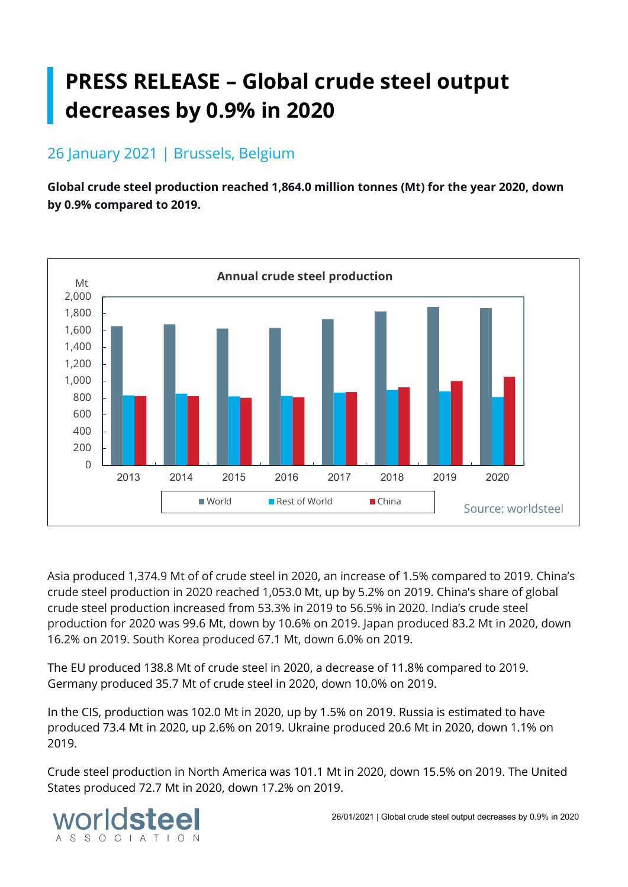# PRESS RELEASE – Global crude steel output decreases by 0.9% in 2020

26 January 2021 | Brussels, Belgium

**Global crude steel production reached 1,864.0 million tonnes (Mt) for the year 2020, down by 0.9% compared to 2019.**

Annual crude steel production

Mt

2,000
1,800
1,600
1,400
1,200
1,000
800
600
400
200
0

2013 2014 2015 2016 2017 2018 2019 2020

World Rest of World China

Source: worldsteel

Asia produced 1,374.9 Mt of of crude steel in 2020, an increase of 1.5% compared to 2019. China's crude steel production in 2020 reached 1,053.0 Mt, up by 5.2% on 2019. China's share of global crude steel production increased from 53.3% in 2019 to 56.5% in 2020. India's crude steel production for 2020 was 99.6 Mt, down by 10.6% on 2019. Japan produced 83.2 Mt in 2020, down 16.2% on 2019. South Korea produced 67.1 Mt, down 6.0% on 2019.

The EU produced 138.8 Mt of crude steel in 2020, a decrease of 11.8% compared to 2019. Germany produced 35.7 Mt of crude steel in 2020, down 10.0% on 2019.

In the CIS, production was 102.0 Mt in 2020, up by 1.5% on 2019. Russia is estimated to have produced 73.4 Mt in 2020, up 2.6% on 2019. Ukraine produced 20.6 Mt in 2020, down 1.1% on 2019.

Crude steel production in North America was 101.1 Mt in 2020, down 15.5% on 2019. The United States produced 72.7 Mt in 2020, down 17.2% on 2019.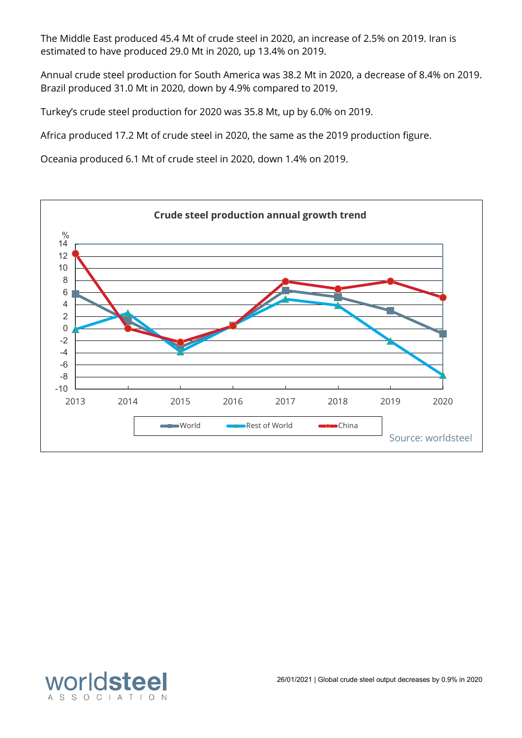The Middle East produced 45.4 Mt of crude steel in 2020, an increase of 2.5% on 2019. Iran is estimated to have produced 29.0 Mt in 2020, up 13.4% on 2019.

Annual crude steel production for South America was 38.2 Mt in 2020, a decrease of 8.4% on 2019. Brazil produced 31.0 Mt in 2020, down by 4.9% compared to 2019.

Turkey's crude steel production for 2020 was 35.8 Mt, up by 6.0% on 2019.

Africa produced 17.2 Mt of crude steel in 2020, the same as the 2019 production figure.

Oceania produced 6.1 Mt of crude steel in 2020, down 1.4% on 2019.

**Crude steel production annual growth trend**

%

14
12
10
8
6
4
2
0
-2
-4
-6
-8
-10

2013 2014 2015 2016 2017 2018 2019 2020

World
Rest of World
China

Source: worldsteel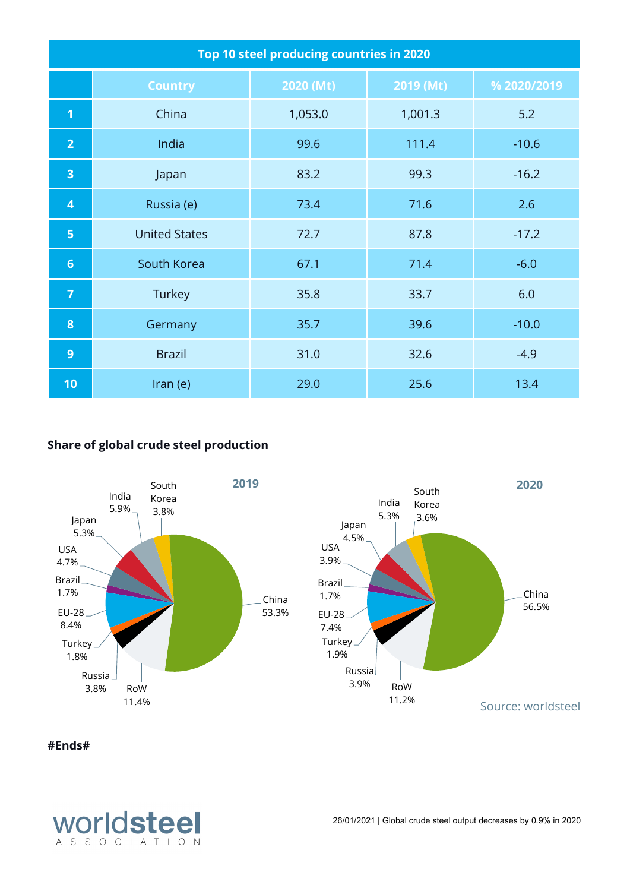| | Top 10 steel producing countries in 2020 | | | |
|---|---|---|---|---|
| | Country | 2020 (Mt) | 2019 (Mt) | % 2020/2019 |
| 1 | China | 1,053.0 | 1,001.3 | 5.2 |
| 2 | India | 99.6 | 111.4 | -10.6 |
| 3 | Japan | 83.2 | 99.3 | -16.2 |
| 4 | Russia (e) | 73.4 | 71.6 | 2.6 |
| 5 | United States | 72.7 | 87.8 | -17.2 |
| 6 | South Korea | 67.1 | 71.4 | -6.0 |
| 7 | Turkey | 35.8 | 33.7 | 6.0 |
| 8 | Germany | 35.7 | 39.6 | -10.0 |
| 9 | Brazil | 31.0 | 32.6 | -4.9 |
| 10 | Iran (e) | 29.0 | 25.6 | 13.4 |

**Share of global crude steel production**

2019

South Korea 3.8%
India 5.9%
Japan 5.3%
USA 4.7%
Brazil 1.7%
EU-28 8.4%
Turkey 1.8%
Russia 3.8%
RoW 11.4%
China 53.3%

2020

South Korea 3.6%
India 5.3%
Japan 4.5%
USA 3.9%
Brazil 1.7%
EU-28 7.4%
Turkey 1.9%
Russia 3.9%
RoW 11.2%
China 56.5%

Source: worldsteel

**#Ends#**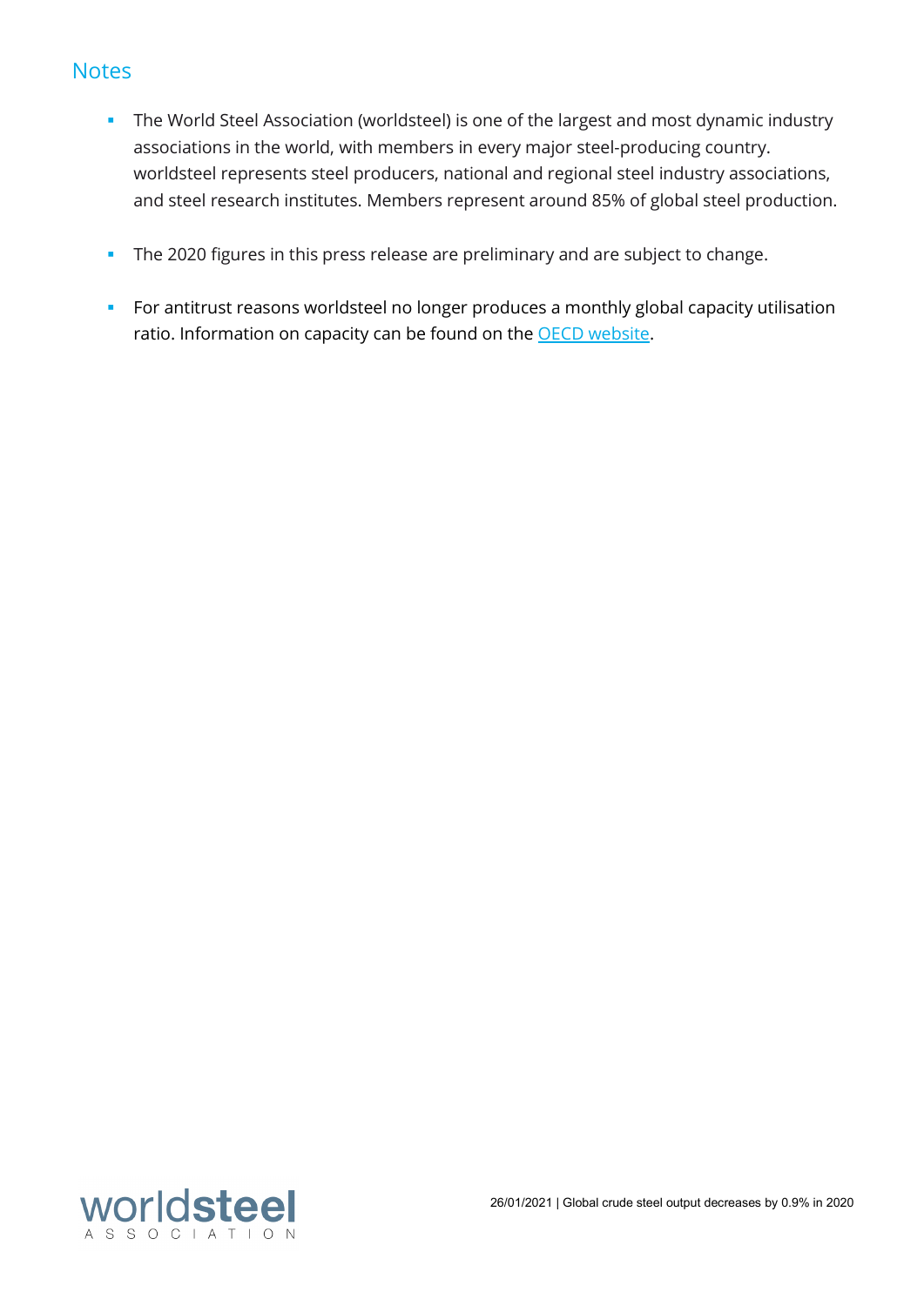## Notes

- The World Steel Association (worldsteel) is one of the largest and most dynamic industry associations in the world, with members in every major steel-producing country. worldsteel represents steel producers, national and regional steel industry associations, and steel research institutes. Members represent around 85% of global steel production.

- The 2020 figures in this press release are preliminary and are subject to change.

- For antitrust reasons worldsteel no longer produces a monthly global capacity utilisation ratio. Information on capacity can be found on the OECD website.